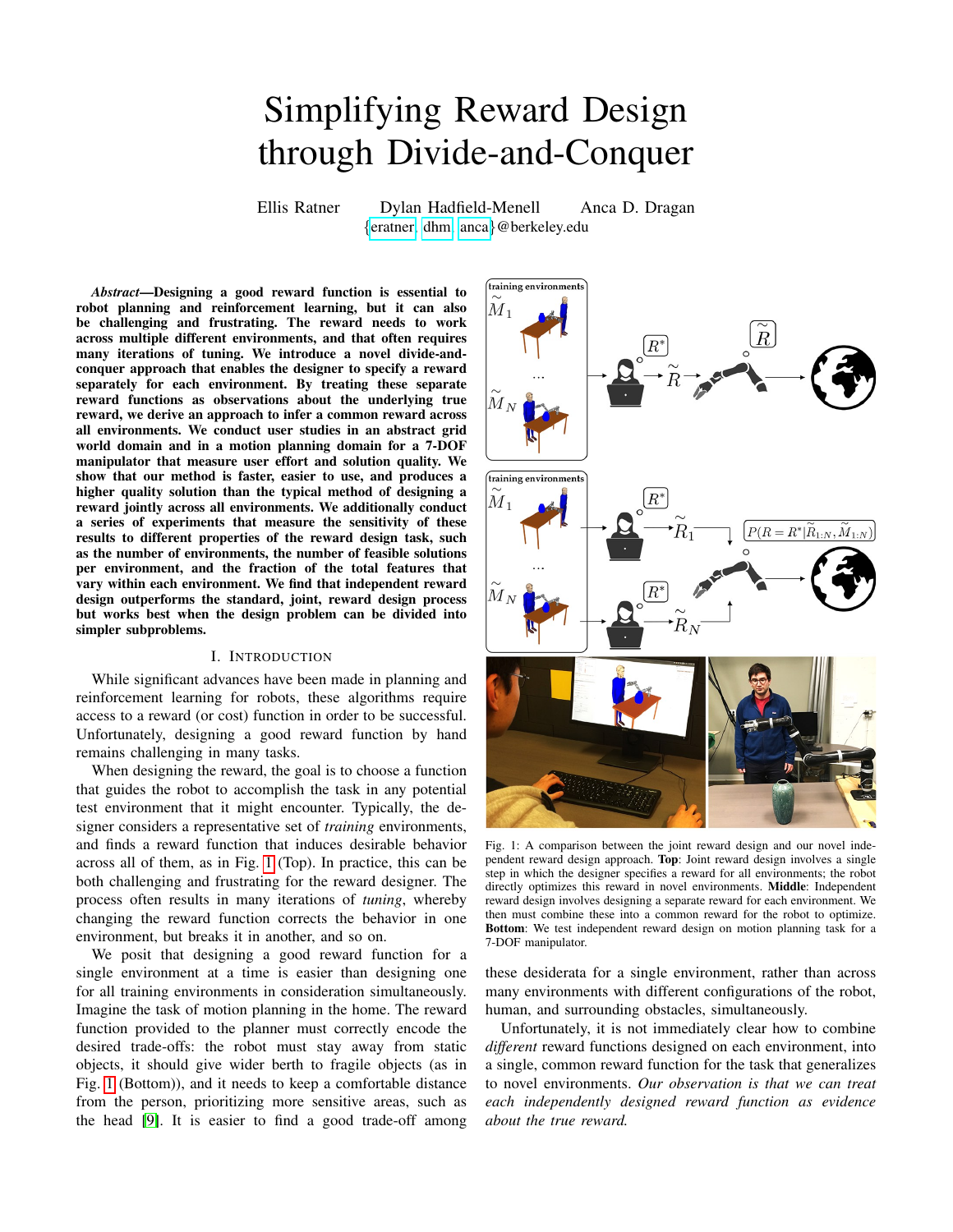# Simplifying Reward Design through Divide-and-Conquer

Ellis Ratner    Dylan Hadfield-Menell    Anca D. Dragan
{eratner, dhm, anca}@berkeley.edu

***Abstract*—Designing a good reward function is essential to robot planning and reinforcement learning, but it can also be challenging and frustrating. The reward needs to work across multiple different environments, and that often requires many iterations of tuning. We introduce a novel divide-and-conquer approach that enables the designer to specify a reward separately for each environment. By treating these separate reward functions as observations about the underlying true reward, we derive an approach to infer a common reward across all environments. We conduct user studies in an abstract grid world domain and in a motion planning domain for a 7-DOF manipulator that measure user effort and solution quality. We show that our method is faster, easier to use, and produces a higher quality solution than the typical method of designing a reward jointly across all environments. We additionally conduct a series of experiments that measure the sensitivity of these results to different properties of the reward design task, such as the number of environments, the number of feasible solutions per environment, and the fraction of the total features that vary within each environment. We find that independent reward design outperforms the standard, joint, reward design process but works best when the design problem can be divided into simpler subproblems.**

## I. Introduction

While significant advances have been made in planning and reinforcement learning for robots, these algorithms require access to a reward (or cost) function in order to be successful. Unfortunately, designing a good reward function by hand remains challenging in many tasks.

When designing the reward, the goal is to choose a function that guides the robot to accomplish the task in any potential test environment that it might encounter. Typically, the designer considers a representative set of *training* environments, and finds a reward function that induces desirable behavior across all of them, as in Fig. 1 (Top). In practice, this can be both challenging and frustrating for the reward designer. The process often results in many iterations of *tuning*, whereby changing the reward function corrects the behavior in one environment, but breaks it in another, and so on.

We posit that designing a good reward function for a single environment at a time is easier than designing one for all training environments in consideration simultaneously. Imagine the task of motion planning in the home. The reward function provided to the planner must correctly encode the desired trade-offs: the robot must stay away from static objects, it should give wider berth to fragile objects (as in Fig. 1 (Bottom)), and it needs to keep a comfortable distance from the person, prioritizing more sensitive areas, such as the head [9]. It is easier to find a good trade-off among these desiderata for a single environment, rather than across many environments with different configurations of the robot, human, and surrounding obstacles, simultaneously.

Unfortunately, it is not immediately clear how to combine *different* reward functions designed on each environment, into a single, common reward function for the task that generalizes to novel environments. *Our observation is that we can treat each independently designed reward function as evidence about the true reward.*

Fig. 1: A comparison between the joint reward design and our novel independent reward design approach. **Top**: Joint reward design involves a single step in which the designer specifies a reward for all environments; the robot directly optimizes this reward in novel environments. **Middle**: Independent reward design involves designing a separate reward for each environment. We then must combine these into a common reward for the robot to optimize. **Bottom**: We test independent reward design on motion planning task for a 7-DOF manipulator.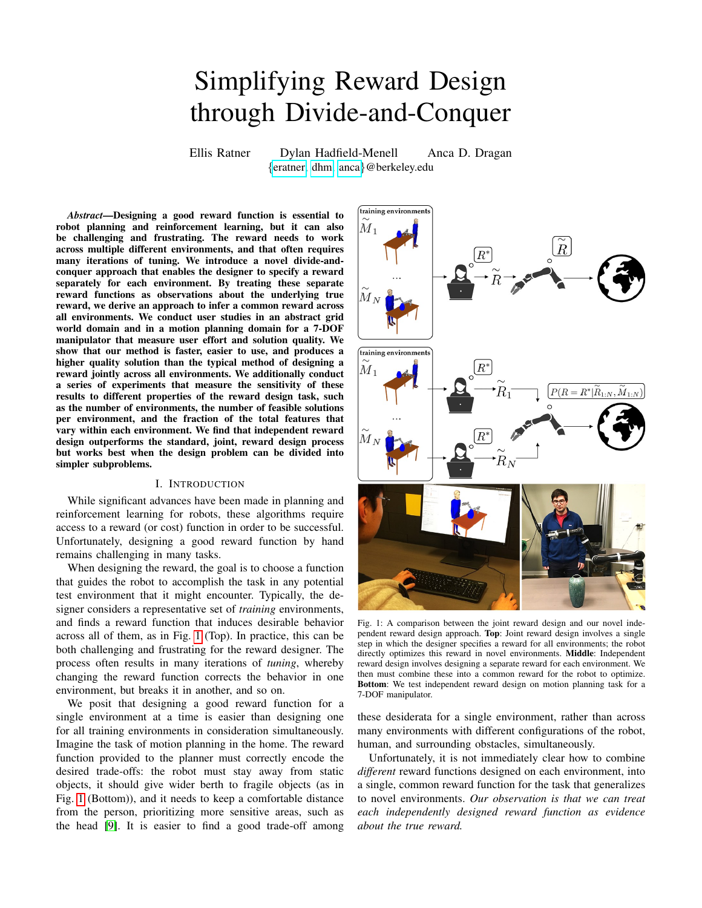# Simplifying Reward Design through Divide-and-Conquer

Ellis Ratner Dylan Hadfield-Menell Anca D. Dragan
{eratner, dhm, anca}@berkeley.edu

***Abstract*—Designing a good reward function is essential to robot planning and reinforcement learning, but it can also be challenging and frustrating. The reward needs to work across multiple different environments, and that often requires many iterations of tuning. We introduce a novel divide-and-conquer approach that enables the designer to specify a reward separately for each environment. By treating these separate reward functions as observations about the underlying true reward, we derive an approach to infer a common reward across all environments. We conduct user studies in an abstract grid world domain and in a motion planning domain for a 7-DOF manipulator that measure user effort and solution quality. We show that our method is faster, easier to use, and produces a higher quality solution than the typical method of designing a reward jointly across all environments. We additionally conduct a series of experiments that measure the sensitivity of these results to different properties of the reward design task, such as the number of environments, the number of feasible solutions per environment, and the fraction of the total features that vary within each environment. We find that independent reward design outperforms the standard, joint, reward design process but works best when the design problem can be divided into simpler subproblems.**

## I. Introduction

While significant advances have been made in planning and reinforcement learning for robots, these algorithms require access to a reward (or cost) function in order to be successful. Unfortunately, designing a good reward function by hand remains challenging in many tasks.

When designing the reward, the goal is to choose a function that guides the robot to accomplish the task in any potential test environment that it might encounter. Typically, the designer considers a representative set of *training* environments, and finds a reward function that induces desirable behavior across all of them, as in Fig. 1 (Top). In practice, this can be both challenging and frustrating for the reward designer. The process often results in many iterations of *tuning*, whereby changing the reward function corrects the behavior in one environment, but breaks it in another, and so on.

We posit that designing a good reward function for a single environment at a time is easier than designing one for all training environments in consideration simultaneously. Imagine the task of motion planning in the home. The reward function provided to the planner must correctly encode the desired trade-offs: the robot must stay away from static objects, it should give wider berth to fragile objects (as in Fig. 1 (Bottom)), and it needs to keep a comfortable distance from the person, prioritizing more sensitive areas, such as the head [9]. It is easier to find a good trade-off among these desiderata for a single environment, rather than across many environments with different configurations of the robot, human, and surrounding obstacles, simultaneously.

Fig. 1: A comparison between the joint reward design and our novel independent reward design approach. **Top**: Joint reward design involves a single step in which the designer specifies a reward for all environments; the robot directly optimizes this reward in novel environments. **Middle**: Independent reward design involves designing a separate reward for each environment. We then must combine these into a common reward for the robot to optimize. **Bottom**: We test independent reward design on motion planning task for a 7-DOF manipulator.

Unfortunately, it is not immediately clear how to combine *different* reward functions designed on each environment, into a single, common reward function for the task that generalizes to novel environments. *Our observation is that we can treat each independently designed reward function as evidence about the true reward.*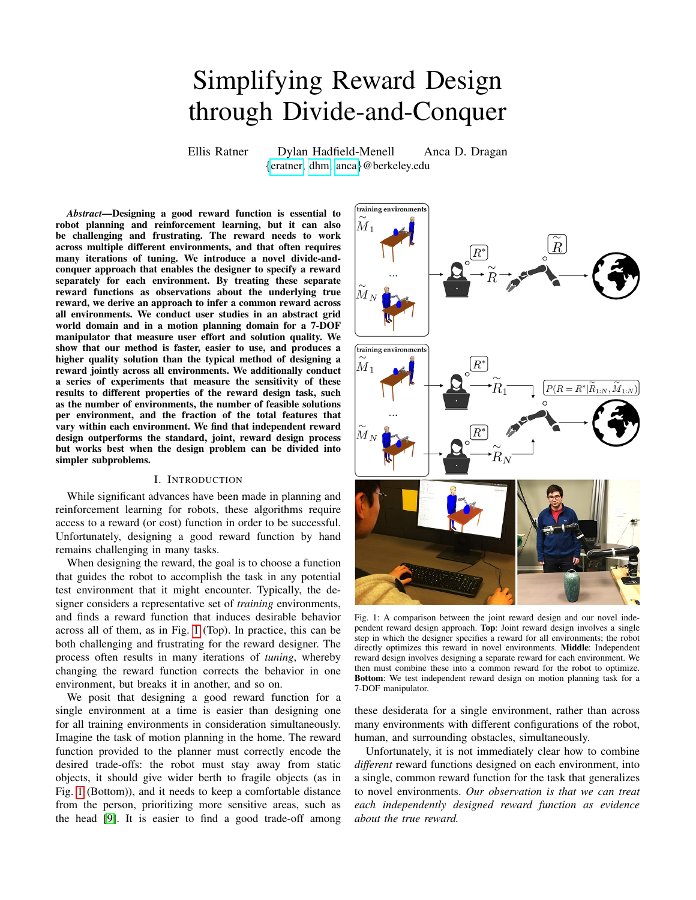# Simplifying Reward Design through Divide-and-Conquer

Ellis Ratner  Dylan Hadfield-Menell  Anca D. Dragan
{eratner, dhm, anca}@berkeley.edu

***Abstract*—Designing a good reward function is essential to robot planning and reinforcement learning, but it can also be challenging and frustrating. The reward needs to work across multiple different environments, and that often requires many iterations of tuning. We introduce a novel divide-and-conquer approach that enables the designer to specify a reward separately for each environment. By treating these separate reward functions as observations about the underlying true reward, we derive an approach to infer a common reward across all environments. We conduct user studies in an abstract grid world domain and in a motion planning domain for a 7-DOF manipulator that measure user effort and solution quality. We show that our method is faster, easier to use, and produces a higher quality solution than the typical method of designing a reward jointly across all environments. We additionally conduct a series of experiments that measure the sensitivity of these results to different properties of the reward design task, such as the number of environments, the number of feasible solutions per environment, and the fraction of the total features that vary within each environment. We find that independent reward design outperforms the standard, joint, reward design process but works best when the design problem can be divided into simpler subproblems.**

## I. Introduction

While significant advances have been made in planning and reinforcement learning for robots, these algorithms require access to a reward (or cost) function in order to be successful. Unfortunately, designing a good reward function by hand remains challenging in many tasks.

When designing the reward, the goal is to choose a function that guides the robot to accomplish the task in any potential test environment that it might encounter. Typically, the designer considers a representative set of *training* environments, and finds a reward function that induces desirable behavior across all of them, as in Fig. 1 (Top). In practice, this can be both challenging and frustrating for the reward designer. The process often results in many iterations of *tuning*, whereby changing the reward function corrects the behavior in one environment, but breaks it in another, and so on.

We posit that designing a good reward function for a single environment at a time is easier than designing one for all training environments in consideration simultaneously. Imagine the task of motion planning in the home. The reward function provided to the planner must correctly encode the desired trade-offs: the robot must stay away from static objects, it should give wider berth to fragile objects (as in Fig. 1 (Bottom)), and it needs to keep a comfortable distance from the person, prioritizing more sensitive areas, such as the head [9]. It is easier to find a good trade-off among these desiderata for a single environment, rather than across many environments with different configurations of the robot, human, and surrounding obstacles, simultaneously.

Fig. 1: A comparison between the joint reward design and our novel independent reward design approach. **Top**: Joint reward design involves a single step in which the designer specifies a reward for all environments; the robot directly optimizes this reward in novel environments. **Middle**: Independent reward design involves designing a separate reward for each environment. We then must combine these into a common reward for the robot to optimize. **Bottom**: We test independent reward design on motion planning task for a 7-DOF manipulator.

Unfortunately, it is not immediately clear how to combine *different* reward functions designed on each environment, into a single, common reward function for the task that generalizes to novel environments. *Our observation is that we can treat each independently designed reward function as evidence about the true reward.*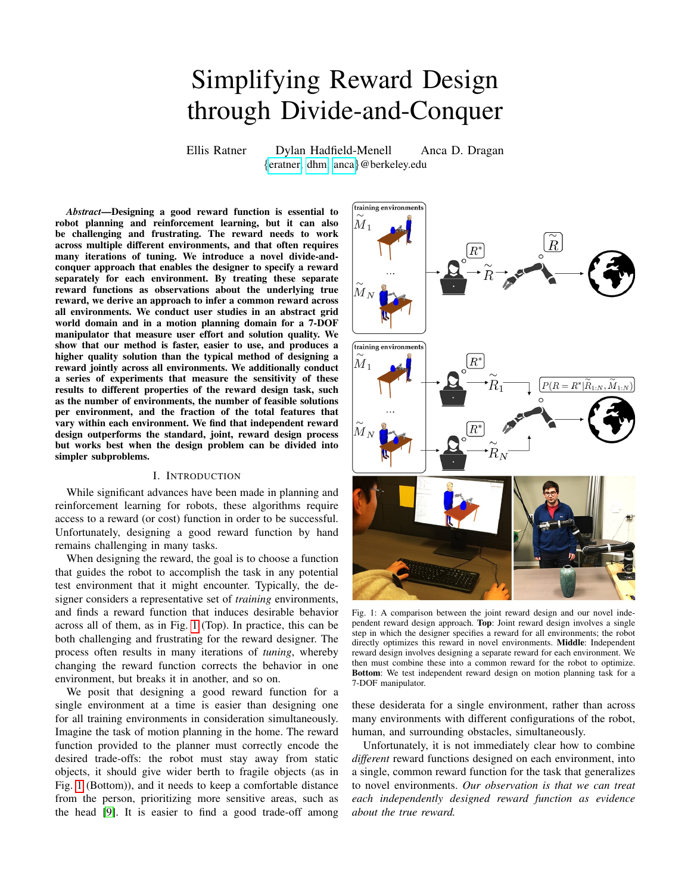# Simplifying Reward Design through Divide-and-Conquer

Ellis Ratner    Dylan Hadfield-Menell    Anca D. Dragan
{eratner, dhm, anca}@berkeley.edu

***Abstract*—Designing a good reward function is essential to robot planning and reinforcement learning, but it can also be challenging and frustrating. The reward needs to work across multiple different environments, and that often requires many iterations of tuning. We introduce a novel divide-and-conquer approach that enables the designer to specify a reward separately for each environment. By treating these separate reward functions as observations about the underlying true reward, we derive an approach to infer a common reward across all environments. We conduct user studies in an abstract grid world domain and in a motion planning domain for a 7-DOF manipulator that measure user effort and solution quality. We show that our method is faster, easier to use, and produces a higher quality solution than the typical method of designing a reward jointly across all environments. We additionally conduct a series of experiments that measure the sensitivity of these results to different properties of the reward design task, such as the number of environments, the number of feasible solutions per environment, and the fraction of the total features that vary within each environment. We find that independent reward design outperforms the standard, joint, reward design process but works best when the design problem can be divided into simpler subproblems.**

## I. Introduction

While significant advances have been made in planning and reinforcement learning for robots, these algorithms require access to a reward (or cost) function in order to be successful. Unfortunately, designing a good reward function by hand remains challenging in many tasks.

When designing the reward, the goal is to choose a function that guides the robot to accomplish the task in any potential test environment that it might encounter. Typically, the designer considers a representative set of *training* environments, and finds a reward function that induces desirable behavior across all of them, as in Fig. 1 (Top). In practice, this can be both challenging and frustrating for the reward designer. The process often results in many iterations of *tuning*, whereby changing the reward function corrects the behavior in one environment, but breaks it in another, and so on.

We posit that designing a good reward function for a single environment at a time is easier than designing one for all training environments in consideration simultaneously. Imagine the task of motion planning in the home. The reward function provided to the planner must correctly encode the desired trade-offs: the robot must stay away from static objects, it should give wider berth to fragile objects (as in Fig. 1 (Bottom)), and it needs to keep a comfortable distance from the person, prioritizing more sensitive areas, such as the head [9]. It is easier to find a good trade-off among these desiderata for a single environment, rather than across many environments with different configurations of the robot, human, and surrounding obstacles, simultaneously.

Unfortunately, it is not immediately clear how to combine *different* reward functions designed on each environment, into a single, common reward function for the task that generalizes to novel environments. *Our observation is that we can treat each independently designed reward function as evidence about the true reward.*

Fig. 1: A comparison between the joint reward design and our novel independent reward design approach. **Top**: Joint reward design involves a single step in which the designer specifies a reward for all environments; the robot directly optimizes this reward in novel environments. **Middle**: Independent reward design involves designing a separate reward for each environment. We then must combine these into a common reward for the robot to optimize. **Bottom**: We test independent reward design on motion planning task for a 7-DOF manipulator.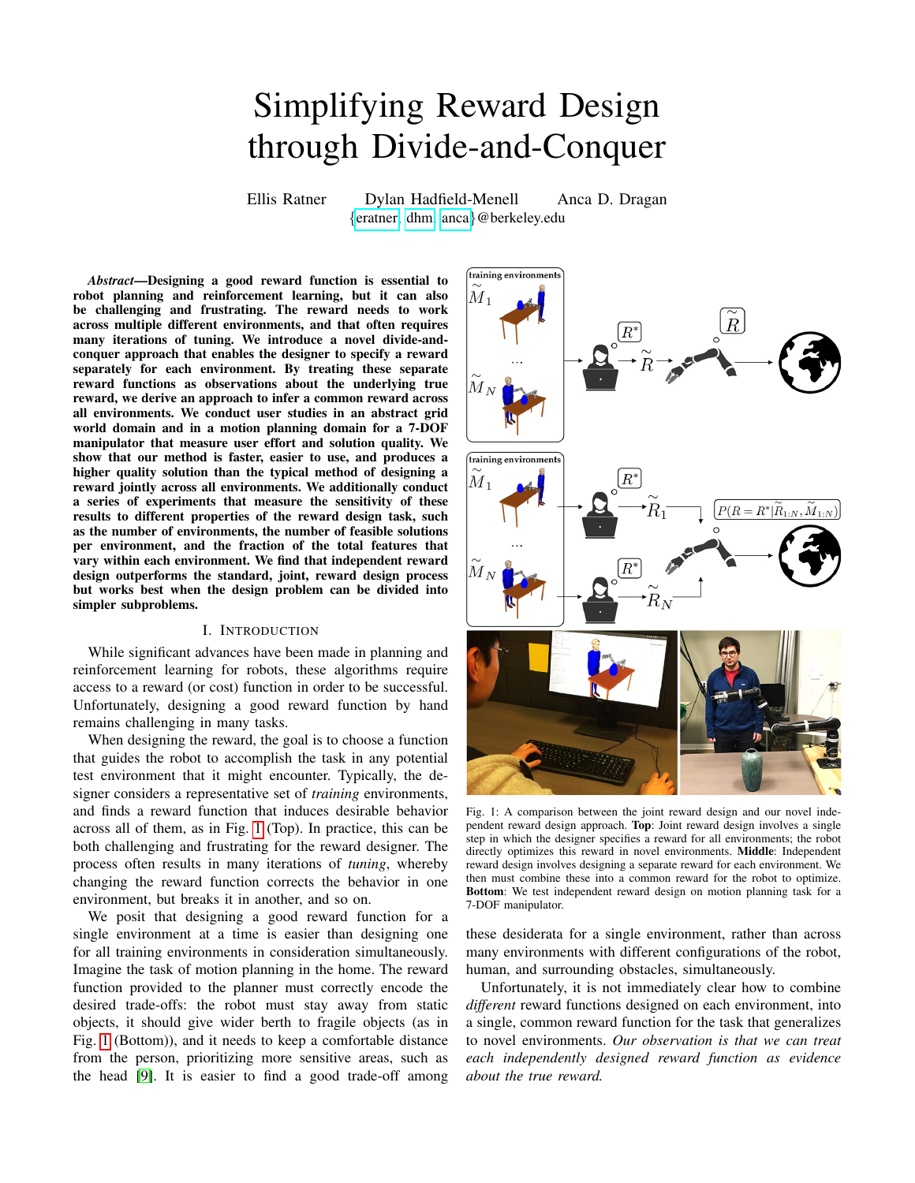# Simplifying Reward Design through Divide-and-Conquer

Ellis Ratner  Dylan Hadfield-Menell  Anca D. Dragan
{eratner, dhm, anca}@berkeley.edu

***Abstract*—Designing a good reward function is essential to robot planning and reinforcement learning, but it can also be challenging and frustrating. The reward needs to work across multiple different environments, and that often requires many iterations of tuning. We introduce a novel divide-and-conquer approach that enables the designer to specify a reward separately for each environment. By treating these separate reward functions as observations about the underlying true reward, we derive an approach to infer a common reward across all environments. We conduct user studies in an abstract grid world domain and in a motion planning domain for a 7-DOF manipulator that measure user effort and solution quality. We show that our method is faster, easier to use, and produces a higher quality solution than the typical method of designing a reward jointly across all environments. We additionally conduct a series of experiments that measure the sensitivity of these results to different properties of the reward design task, such as the number of environments, the number of feasible solutions per environment, and the fraction of the total features that vary within each environment. We find that independent reward design outperforms the standard, joint, reward design process but works best when the design problem can be divided into simpler subproblems.**

## I. Introduction

While significant advances have been made in planning and reinforcement learning for robots, these algorithms require access to a reward (or cost) function in order to be successful. Unfortunately, designing a good reward function by hand remains challenging in many tasks.

When designing the reward, the goal is to choose a function that guides the robot to accomplish the task in any potential test environment that it might encounter. Typically, the designer considers a representative set of *training* environments, and finds a reward function that induces desirable behavior across all of them, as in Fig. 1 (Top). In practice, this can be both challenging and frustrating for the reward designer. The process often results in many iterations of *tuning*, whereby changing the reward function corrects the behavior in one environment, but breaks it in another, and so on.

We posit that designing a good reward function for a single environment at a time is easier than designing one for all training environments in consideration simultaneously. Imagine the task of motion planning in the home. The reward function provided to the planner must correctly encode the desired trade-offs: the robot must stay away from static objects, it should give wider berth to fragile objects (as in Fig. 1 (Bottom)), and it needs to keep a comfortable distance from the person, prioritizing more sensitive areas, such as the head [9]. It is easier to find a good trade-off among these desiderata for a single environment, rather than across many environments with different configurations of the robot, human, and surrounding obstacles, simultaneously.

Fig. 1: A comparison between the joint reward design and our novel independent reward design approach. **Top**: Joint reward design involves a single step in which the designer specifies a reward for all environments; the robot directly optimizes this reward in novel environments. **Middle**: Independent reward design involves designing a separate reward for each environment. We then must combine these into a common reward for the robot to optimize. **Bottom**: We test independent reward design on motion planning task for a 7-DOF manipulator.

Unfortunately, it is not immediately clear how to combine *different* reward functions designed on each environment, into a single, common reward function for the task that generalizes to novel environments. *Our observation is that we can treat each independently designed reward function as evidence about the true reward.*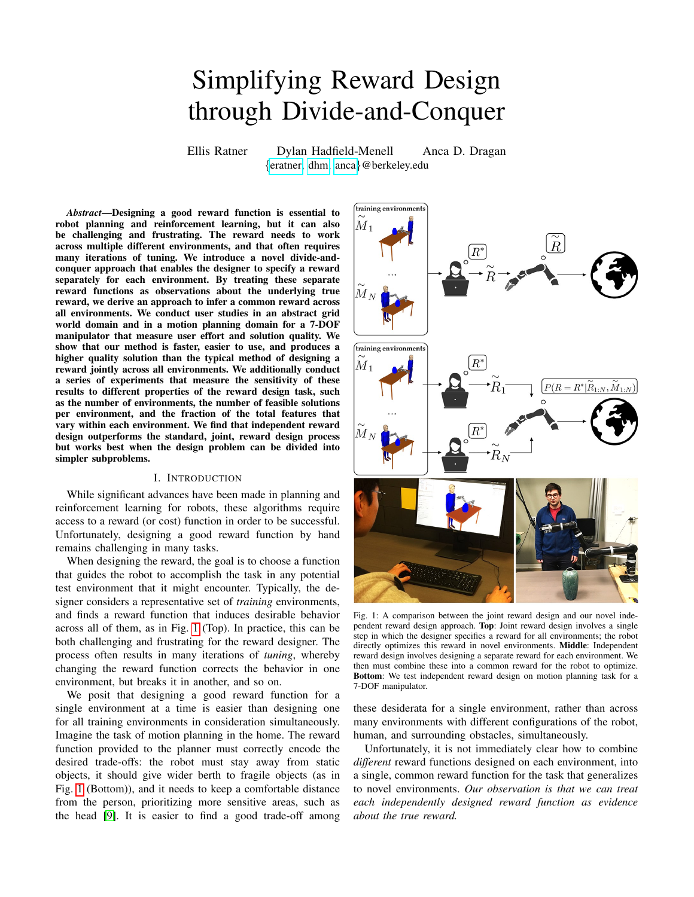# Simplifying Reward Design through Divide-and-Conquer

Ellis Ratner Dylan Hadfield-Menell Anca D. Dragan
{eratner, dhm, anca}@berkeley.edu

***Abstract*—Designing a good reward function is essential to robot planning and reinforcement learning, but it can also be challenging and frustrating. The reward needs to work across multiple different environments, and that often requires many iterations of tuning. We introduce a novel divide-and-conquer approach that enables the designer to specify a reward separately for each environment. By treating these separate reward functions as observations about the underlying true reward, we derive an approach to infer a common reward across all environments. We conduct user studies in an abstract grid world domain and in a motion planning domain for a 7-DOF manipulator that measure user effort and solution quality. We show that our method is faster, easier to use, and produces a higher quality solution than the typical method of designing a reward jointly across all environments. We additionally conduct a series of experiments that measure the sensitivity of these results to different properties of the reward design task, such as the number of environments, the number of feasible solutions per environment, and the fraction of the total features that vary within each environment. We find that independent reward design outperforms the standard, joint, reward design process but works best when the design problem can be divided into simpler subproblems.**

Fig. 1: A comparison between the joint reward design and our novel independent reward design approach. **Top**: Joint reward design involves a single step in which the designer specifies a reward for all environments; the robot directly optimizes this reward in novel environments. **Middle**: Independent reward design involves designing a separate reward for each environment. We then must combine these into a common reward for the robot to optimize. **Bottom**: We test independent reward design on motion planning task for a 7-DOF manipulator.

## I. Introduction

While significant advances have been made in planning and reinforcement learning for robots, these algorithms require access to a reward (or cost) function in order to be successful. Unfortunately, designing a good reward function by hand remains challenging in many tasks.

When designing the reward, the goal is to choose a function that guides the robot to accomplish the task in any potential test environment that it might encounter. Typically, the designer considers a representative set of *training* environments, and finds a reward function that induces desirable behavior across all of them, as in Fig. 1 (Top). In practice, this can be both challenging and frustrating for the reward designer. The process often results in many iterations of *tuning*, whereby changing the reward function corrects the behavior in one environment, but breaks it in another, and so on.

We posit that designing a good reward function for a single environment at a time is easier than designing one for all training environments in consideration simultaneously. Imagine the task of motion planning in the home. The reward function provided to the planner must correctly encode the desired trade-offs: the robot must stay away from static objects, it should give wider berth to fragile objects (as in Fig. 1 (Bottom)), and it needs to keep a comfortable distance from the person, prioritizing more sensitive areas, such as the head [9]. It is easier to find a good trade-off among these desiderata for a single environment, rather than across many environments with different configurations of the robot, human, and surrounding obstacles, simultaneously.

Unfortunately, it is not immediately clear how to combine *different* reward functions designed on each environment, into a single, common reward function for the task that generalizes to novel environments. *Our observation is that we can treat each independently designed reward function as evidence about the true reward.*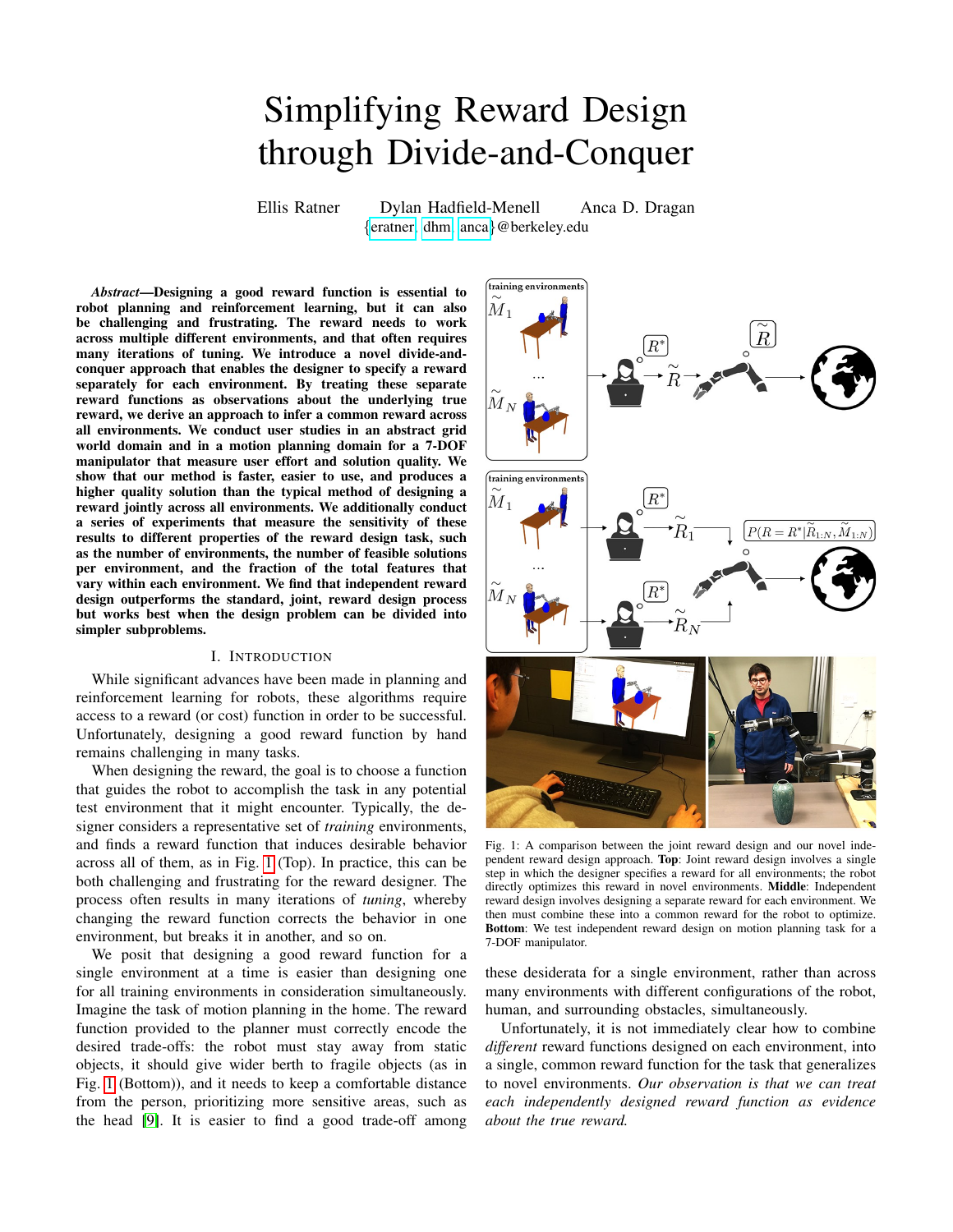# Simplifying Reward Design through Divide-and-Conquer

Ellis Ratner    Dylan Hadfield-Menell    Anca D. Dragan
{eratner, dhm, anca}@berkeley.edu

***Abstract*—Designing a good reward function is essential to robot planning and reinforcement learning, but it can also be challenging and frustrating. The reward needs to work across multiple different environments, and that often requires many iterations of tuning. We introduce a novel divide-and-conquer approach that enables the designer to specify a reward separately for each environment. By treating these separate reward functions as observations about the underlying true reward, we derive an approach to infer a common reward across all environments. We conduct user studies in an abstract grid world domain and in a motion planning domain for a 7-DOF manipulator that measure user effort and solution quality. We show that our method is faster, easier to use, and produces a higher quality solution than the typical method of designing a reward jointly across all environments. We additionally conduct a series of experiments that measure the sensitivity of these results to different properties of the reward design task, such as the number of environments, the number of feasible solutions per environment, and the fraction of the total features that vary within each environment. We find that independent reward design outperforms the standard, joint, reward design process but works best when the design problem can be divided into simpler subproblems.**

## I. Introduction

While significant advances have been made in planning and reinforcement learning for robots, these algorithms require access to a reward (or cost) function in order to be successful. Unfortunately, designing a good reward function by hand remains challenging in many tasks.

When designing the reward, the goal is to choose a function that guides the robot to accomplish the task in any potential test environment that it might encounter. Typically, the designer considers a representative set of *training* environments, and finds a reward function that induces desirable behavior across all of them, as in Fig. 1 (Top). In practice, this can be both challenging and frustrating for the reward designer. The process often results in many iterations of *tuning*, whereby changing the reward function corrects the behavior in one environment, but breaks it in another, and so on.

We posit that designing a good reward function for a single environment at a time is easier than designing one for all training environments in consideration simultaneously. Imagine the task of motion planning in the home. The reward function provided to the planner must correctly encode the desired trade-offs: the robot must stay away from static objects, it should give wider berth to fragile objects (as in Fig. 1 (Bottom)), and it needs to keep a comfortable distance from the person, prioritizing more sensitive areas, such as the head [9]. It is easier to find a good trade-off among these desiderata for a single environment, rather than across many environments with different configurations of the robot, human, and surrounding obstacles, simultaneously.

Fig. 1: A comparison between the joint reward design and our novel independent reward design approach. **Top**: Joint reward design involves a single step in which the designer specifies a reward for all environments; the robot directly optimizes this reward in novel environments. **Middle**: Independent reward design involves designing a separate reward for each environment. We then must combine these into a common reward for the robot to optimize. **Bottom**: We test independent reward design on motion planning task for a 7-DOF manipulator.

Unfortunately, it is not immediately clear how to combine *different* reward functions designed on each environment, into a single, common reward function for the task that generalizes to novel environments. *Our observation is that we can treat each independently designed reward function as evidence about the true reward.*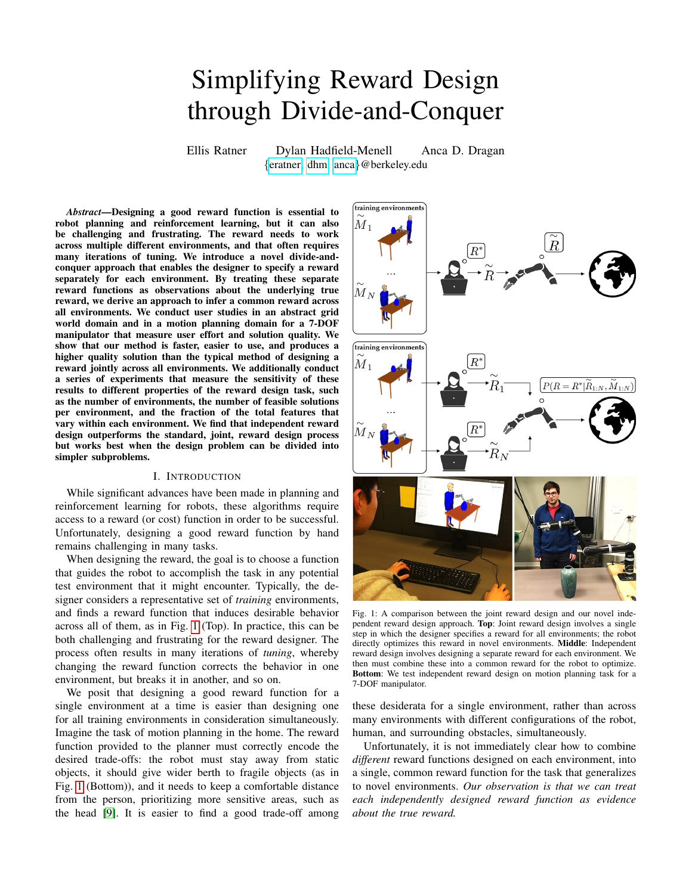# Simplifying Reward Design through Divide-and-Conquer

Ellis Ratner Dylan Hadfield-Menell Anca D. Dragan
{eratner, dhm, anca}@berkeley.edu

***Abstract*—Designing a good reward function is essential to robot planning and reinforcement learning, but it can also be challenging and frustrating. The reward needs to work across multiple different environments, and that often requires many iterations of tuning. We introduce a novel divide-and-conquer approach that enables the designer to specify a reward separately for each environment. By treating these separate reward functions as observations about the underlying true reward, we derive an approach to infer a common reward across all environments. We conduct user studies in an abstract grid world domain and in a motion planning domain for a 7-DOF manipulator that measure user effort and solution quality. We show that our method is faster, easier to use, and produces a higher quality solution than the typical method of designing a reward jointly across all environments. We additionally conduct a series of experiments that measure the sensitivity of these results to different properties of the reward design task, such as the number of environments, the number of feasible solutions per environment, and the fraction of the total features that vary within each environment. We find that independent reward design outperforms the standard, joint, reward design process but works best when the design problem can be divided into simpler subproblems.**

## I. Introduction

While significant advances have been made in planning and reinforcement learning for robots, these algorithms require access to a reward (or cost) function in order to be successful. Unfortunately, designing a good reward function by hand remains challenging in many tasks.

When designing the reward, the goal is to choose a function that guides the robot to accomplish the task in any potential test environment that it might encounter. Typically, the designer considers a representative set of *training* environments, and finds a reward function that induces desirable behavior across all of them, as in Fig. 1 (Top). In practice, this can be both challenging and frustrating for the reward designer. The process often results in many iterations of *tuning*, whereby changing the reward function corrects the behavior in one environment, but breaks it in another, and so on.

We posit that designing a good reward function for a single environment at a time is easier than designing one for all training environments in consideration simultaneously. Imagine the task of motion planning in the home. The reward function provided to the planner must correctly encode the desired trade-offs: the robot must stay away from static objects, it should give wider berth to fragile objects (as in Fig. 1 (Bottom)), and it needs to keep a comfortable distance from the person, prioritizing more sensitive areas, such as the head [9]. It is easier to find a good trade-off among these desiderata for a single environment, rather than across many environments with different configurations of the robot, human, and surrounding obstacles, simultaneously.

Fig. 1: A comparison between the joint reward design and our novel independent reward design approach. **Top**: Joint reward design involves a single step in which the designer specifies a reward for all environments; the robot directly optimizes this reward in novel environments. **Middle**: Independent reward design involves designing a separate reward for each environment. We then must combine these into a common reward for the robot to optimize. **Bottom**: We test independent reward design on motion planning task for a 7-DOF manipulator.

Unfortunately, it is not immediately clear how to combine *different* reward functions designed on each environment, into a single, common reward function for the task that generalizes to novel environments. *Our observation is that we can treat each independently designed reward function as evidence about the true reward.*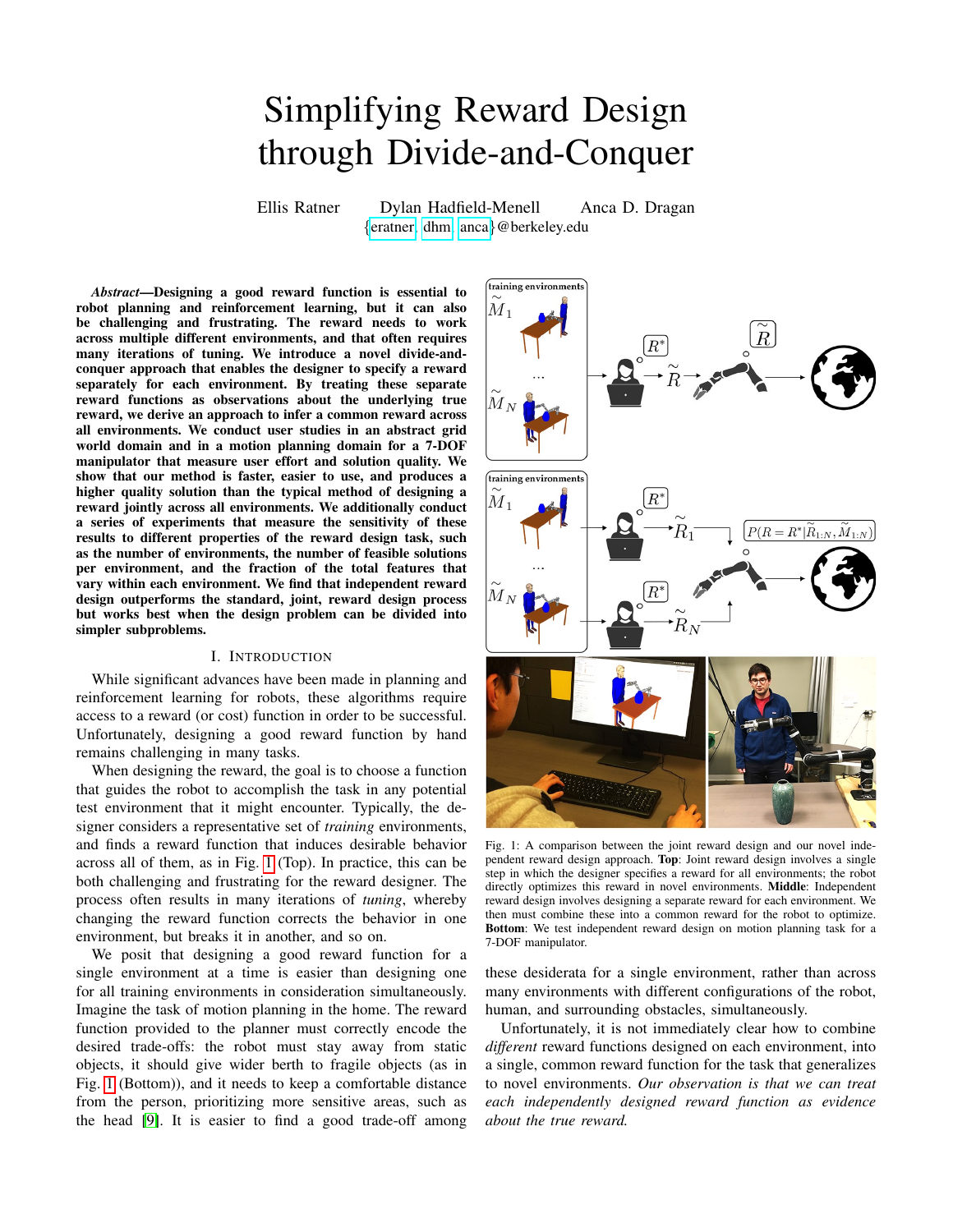# Simplifying Reward Design through Divide-and-Conquer

Ellis Ratner    Dylan Hadfield-Menell    Anca D. Dragan
{eratner, dhm, anca}@berkeley.edu

***Abstract*—Designing a good reward function is essential to robot planning and reinforcement learning, but it can also be challenging and frustrating. The reward needs to work across multiple different environments, and that often requires many iterations of tuning. We introduce a novel divide-and-conquer approach that enables the designer to specify a reward separately for each environment. By treating these separate reward functions as observations about the underlying true reward, we derive an approach to infer a common reward across all environments. We conduct user studies in an abstract grid world domain and in a motion planning domain for a 7-DOF manipulator that measure user effort and solution quality. We show that our method is faster, easier to use, and produces a higher quality solution than the typical method of designing a reward jointly across all environments. We additionally conduct a series of experiments that measure the sensitivity of these results to different properties of the reward design task, such as the number of environments, the number of feasible solutions per environment, and the fraction of the total features that vary within each environment. We find that independent reward design outperforms the standard, joint, reward design process but works best when the design problem can be divided into simpler subproblems.**

## I. Introduction

While significant advances have been made in planning and reinforcement learning for robots, these algorithms require access to a reward (or cost) function in order to be successful. Unfortunately, designing a good reward function by hand remains challenging in many tasks.

When designing the reward, the goal is to choose a function that guides the robot to accomplish the task in any potential test environment that it might encounter. Typically, the designer considers a representative set of *training* environments, and finds a reward function that induces desirable behavior across all of them, as in Fig. 1 (Top). In practice, this can be both challenging and frustrating for the reward designer. The process often results in many iterations of *tuning*, whereby changing the reward function corrects the behavior in one environment, but breaks it in another, and so on.

We posit that designing a good reward function for a single environment at a time is easier than designing one for all training environments in consideration simultaneously. Imagine the task of motion planning in the home. The reward function provided to the planner must correctly encode the desired trade-offs: the robot must stay away from static objects, it should give wider berth to fragile objects (as in Fig. 1 (Bottom)), and it needs to keep a comfortable distance from the person, prioritizing more sensitive areas, such as the head [9]. It is easier to find a good trade-off among these desiderata for a single environment, rather than across many environments with different configurations of the robot, human, and surrounding obstacles, simultaneously.

Unfortunately, it is not immediately clear how to combine *different* reward functions designed on each environment, into a single, common reward function for the task that generalizes to novel environments. *Our observation is that we can treat each independently designed reward function as evidence about the true reward.*

training environments
$\widetilde{M}_1$
...
$\widetilde{M}_N$
$R^*$
$\widetilde{R}$
$\widetilde{R}$

training environments
$\widetilde{M}_1$
...
$\widetilde{M}_N$
$R^*$
$\widetilde{R}_1$
$R^*$
$\widetilde{R}_N$
$P(R = R^* | \widetilde{R}_{1:N}, \widetilde{M}_{1:N})$

Fig. 1: A comparison between the joint reward design and our novel independent reward design approach. **Top**: Joint reward design involves a single step in which the designer specifies a reward for all environments; the robot directly optimizes this reward in novel environments. **Middle**: Independent reward design involves designing a separate reward for each environment. We then must combine these into a common reward for the robot to optimize. **Bottom**: We test independent reward design on motion planning task for a 7-DOF manipulator.